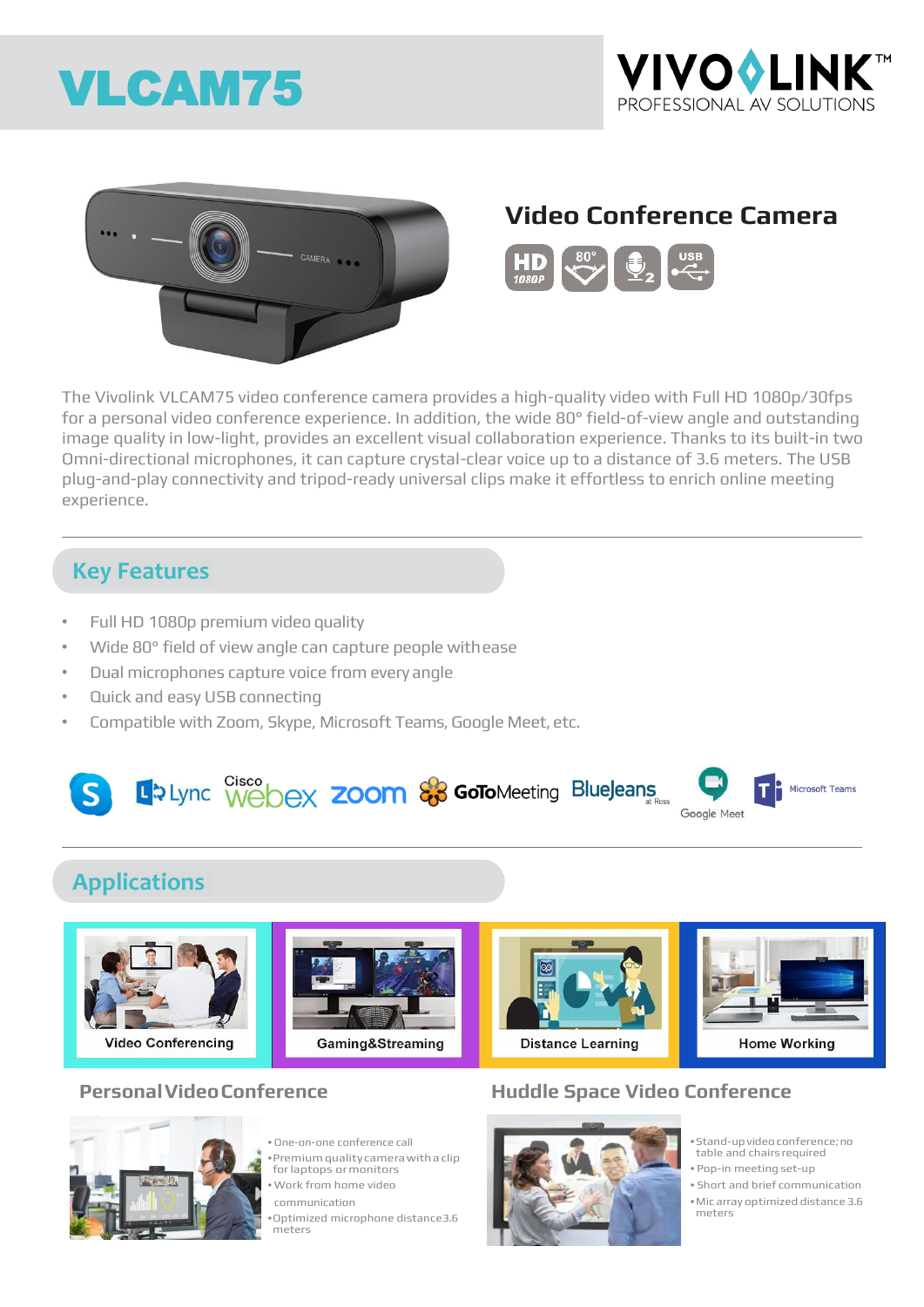# VLCAM75

VIVOLINK™
PROFESSIONAL AV SOLUTIONS

## Video Conference Camera

HD 1080P | 80° | 2 | USB

The Vivolink VLCAM75 video conference camera provides a high-quality video with Full HD 1080p/30fps for a personal video conference experience. In addition, the wide 80° field-of-view angle and outstanding image quality in low-light, provides an excellent visual collaboration experience. Thanks to its built-in two Omni-directional microphones, it can capture crystal-clear voice up to a distance of 3.6 meters. The USB plug-and-play connectivity and tripod-ready universal clips make it effortless to enrich online meeting experience.

## Key Features

- Full HD 1080p premium video quality
- Wide 80° field of view angle can capture people with ease
- Dual microphones capture voice from every angle
- Quick and easy USB connecting
- Compatible with Zoom, Skype, Microsoft Teams, Google Meet, etc.

Lync | Cisco webex | zoom | GoToMeeting | BlueJeans at Ross | Google Meet | Microsoft Teams

## Applications

Video Conferencing | Gaming&Streaming | Distance Learning | Home Working

### Personal Video Conference

- One-on-one conference call
- Premium quality camera with a clip for laptops or monitors
- Work from home video communication
- Optimized microphone distance 3.6 meters

### Huddle Space Video Conference

- Stand-up video conference; no table and chairs required
- Pop-in meeting set-up
- Short and brief communication
- Mic array optimized distance 3.6 meters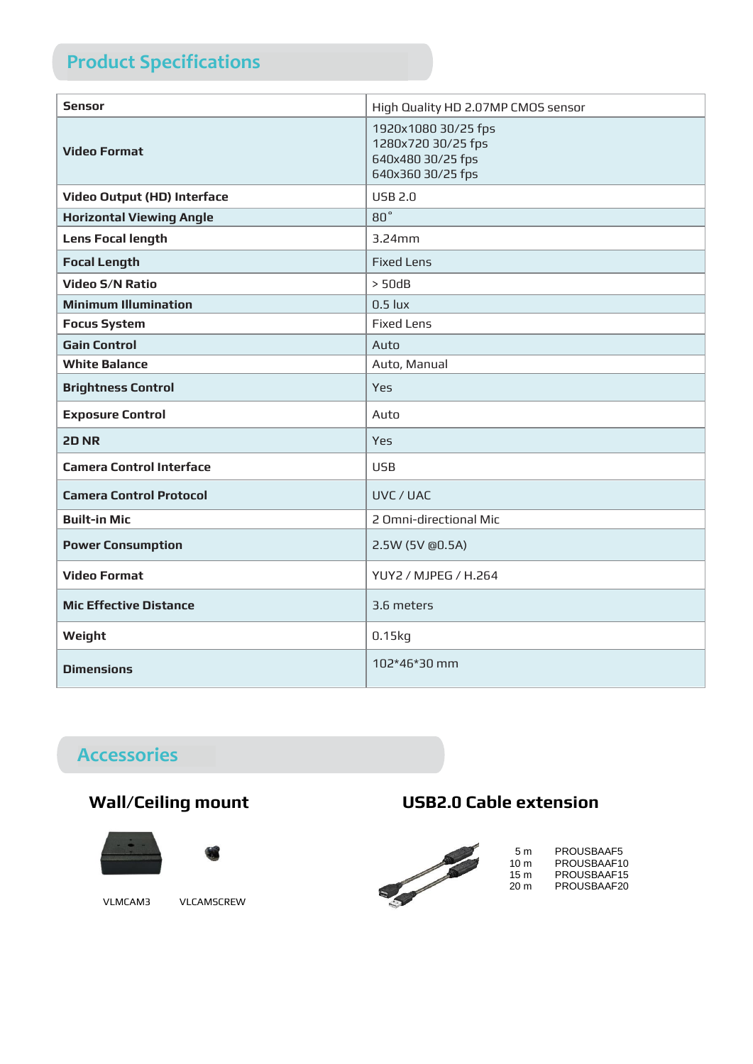## Product Specifications

| | |
|---|---|
| **Sensor** | High Quality HD 2.07MP CMOS sensor |
| **Video Format** | 1920x1080 30/25 fps<br>1280x720 30/25 fps<br>640x480 30/25 fps<br>640x360 30/25 fps |
| **Video Output (HD) Interface** | USB 2.0 |
| **Horizontal Viewing Angle** | 80° |
| **Lens Focal length** | 3.24mm |
| **Focal Length** | Fixed Lens |
| **Video S/N Ratio** | > 50dB |
| **Minimum Illumination** | 0.5 lux |
| **Focus System** | Fixed Lens |
| **Gain Control** | Auto |
| **White Balance** | Auto, Manual |
| **Brightness Control** | Yes |
| **Exposure Control** | Auto |
| **2D NR** | Yes |
| **Camera Control Interface** | USB |
| **Camera Control Protocol** | UVC / UAC |
| **Built-in Mic** | 2 Omni-directional Mic |
| **Power Consumption** | 2.5W (5V @0.5A) |
| **Video Format** | YUY2 / MJPEG / H.264 |
| **Mic Effective Distance** | 3.6 meters |
| **Weight** | 0.15kg |
| **Dimensions** | 102*46*30 mm |

## Accessories

### Wall/Ceiling mount

VLMCAM3 VLCAMSCREW

### USB2.0 Cable extension

| | |
|---|---|
| 5 m | PROUSBAAF5 |
| 10 m | PROUSBAAF10 |
| 15 m | PROUSBAAF15 |
| 20 m | PROUSBAAF20 |